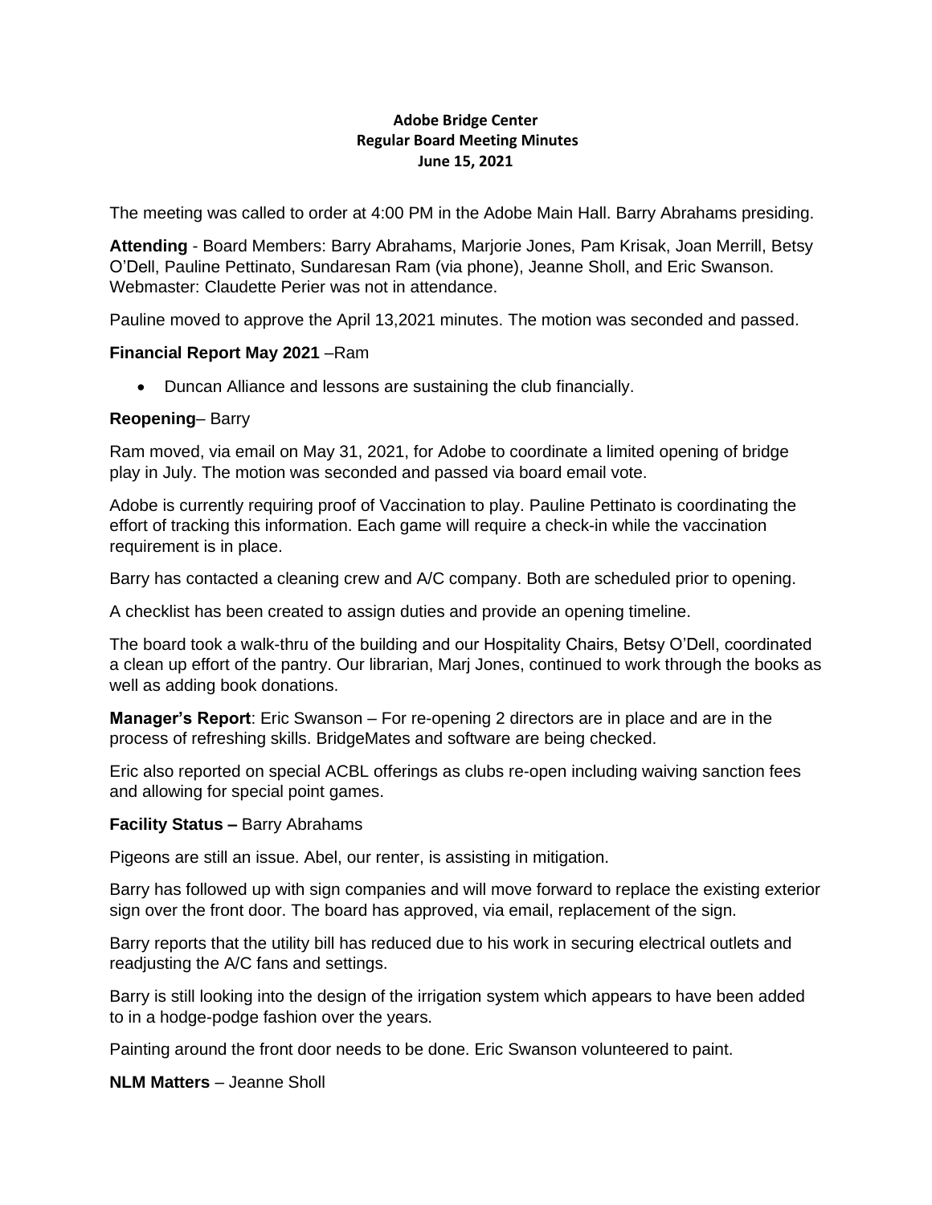**Adobe Bridge Center**
**Regular Board Meeting Minutes**
**June 15, 2021**

The meeting was called to order at 4:00 PM in the Adobe Main Hall. Barry Abrahams presiding.

**Attending** - Board Members: Barry Abrahams, Marjorie Jones, Pam Krisak, Joan Merrill, Betsy O'Dell, Pauline Pettinato, Sundaresan Ram (via phone), Jeanne Sholl, and Eric Swanson. Webmaster: Claudette Perier was not in attendance.

Pauline moved to approve the April 13,2021 minutes. The motion was seconded and passed.

**Financial Report May 2021** –Ram

- Duncan Alliance and lessons are sustaining the club financially.

**Reopening**– Barry

Ram moved, via email on May 31, 2021, for Adobe to coordinate a limited opening of bridge play in July. The motion was seconded and passed via board email vote.

Adobe is currently requiring proof of Vaccination to play. Pauline Pettinato is coordinating the effort of tracking this information. Each game will require a check-in while the vaccination requirement is in place.

Barry has contacted a cleaning crew and A/C company. Both are scheduled prior to opening.

A checklist has been created to assign duties and provide an opening timeline.

The board took a walk-thru of the building and our Hospitality Chairs, Betsy O'Dell, coordinated a clean up effort of the pantry. Our librarian, Marj Jones, continued to work through the books as well as adding book donations.

**Manager's Report**: Eric Swanson – For re-opening 2 directors are in place and are in the process of refreshing skills. BridgeMates and software are being checked.

Eric also reported on special ACBL offerings as clubs re-open including waiving sanction fees and allowing for special point games.

**Facility Status –** Barry Abrahams

Pigeons are still an issue. Abel, our renter, is assisting in mitigation.

Barry has followed up with sign companies and will move forward to replace the existing exterior sign over the front door. The board has approved, via email, replacement of the sign.

Barry reports that the utility bill has reduced due to his work in securing electrical outlets and readjusting the A/C fans and settings.

Barry is still looking into the design of the irrigation system which appears to have been added to in a hodge-podge fashion over the years.

Painting around the front door needs to be done. Eric Swanson volunteered to paint.

**NLM Matters** – Jeanne Sholl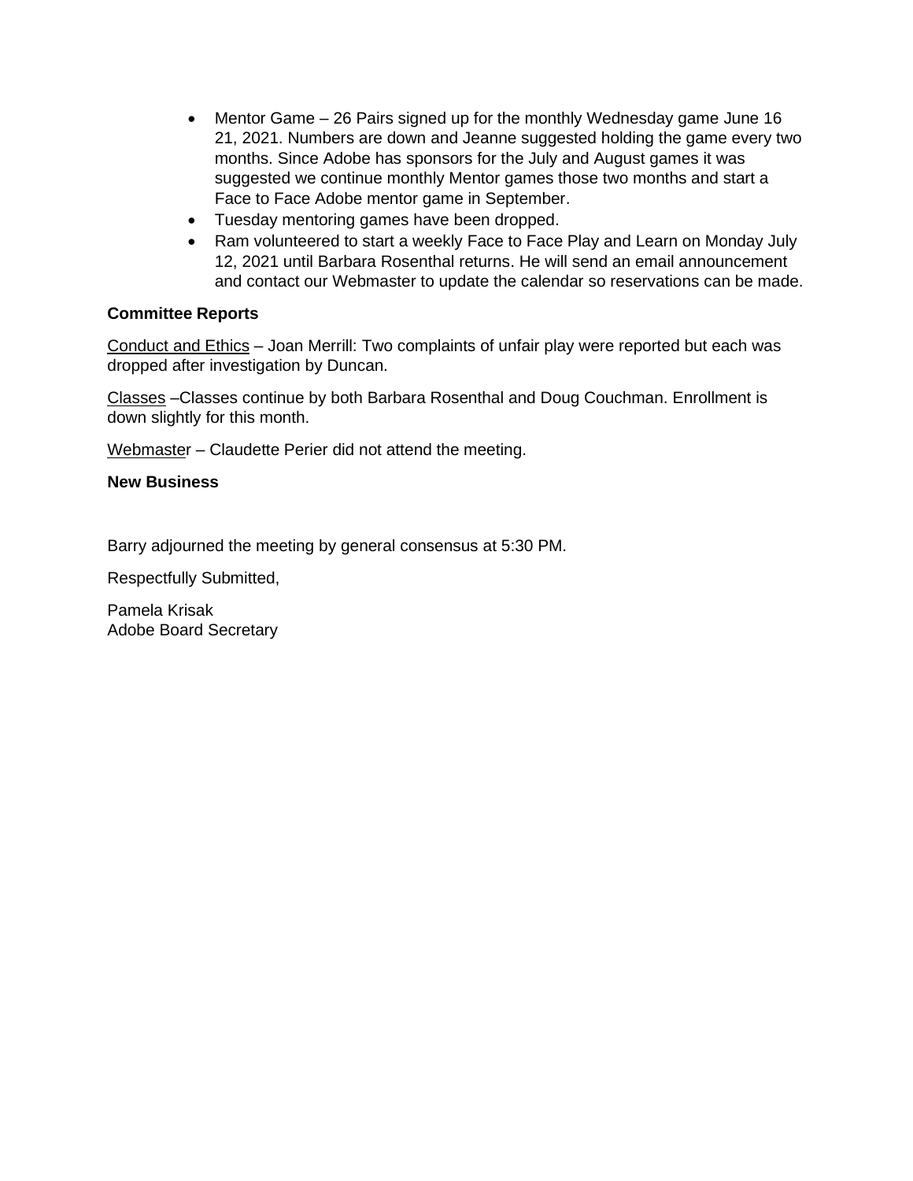- Mentor Game – 26 Pairs signed up for the monthly Wednesday game June 16 21, 2021. Numbers are down and Jeanne suggested holding the game every two months. Since Adobe has sponsors for the July and August games it was suggested we continue monthly Mentor games those two months and start a Face to Face Adobe mentor game in September.
- Tuesday mentoring games have been dropped.
- Ram volunteered to start a weekly Face to Face Play and Learn on Monday July 12, 2021 until Barbara Rosenthal returns. He will send an email announcement and contact our Webmaster to update the calendar so reservations can be made.

**Committee Reports**

<u>Conduct and Ethics</u> – Joan Merrill: Two complaints of unfair play were reported but each was dropped after investigation by Duncan.

<u>Classes</u> –Classes continue by both Barbara Rosenthal and Doug Couchman. Enrollment is down slightly for this month.

<u>Webmaster</u> – Claudette Perier did not attend the meeting.

**New Business**

Barry adjourned the meeting by general consensus at 5:30 PM.

Respectfully Submitted,

Pamela Krisak
Adobe Board Secretary